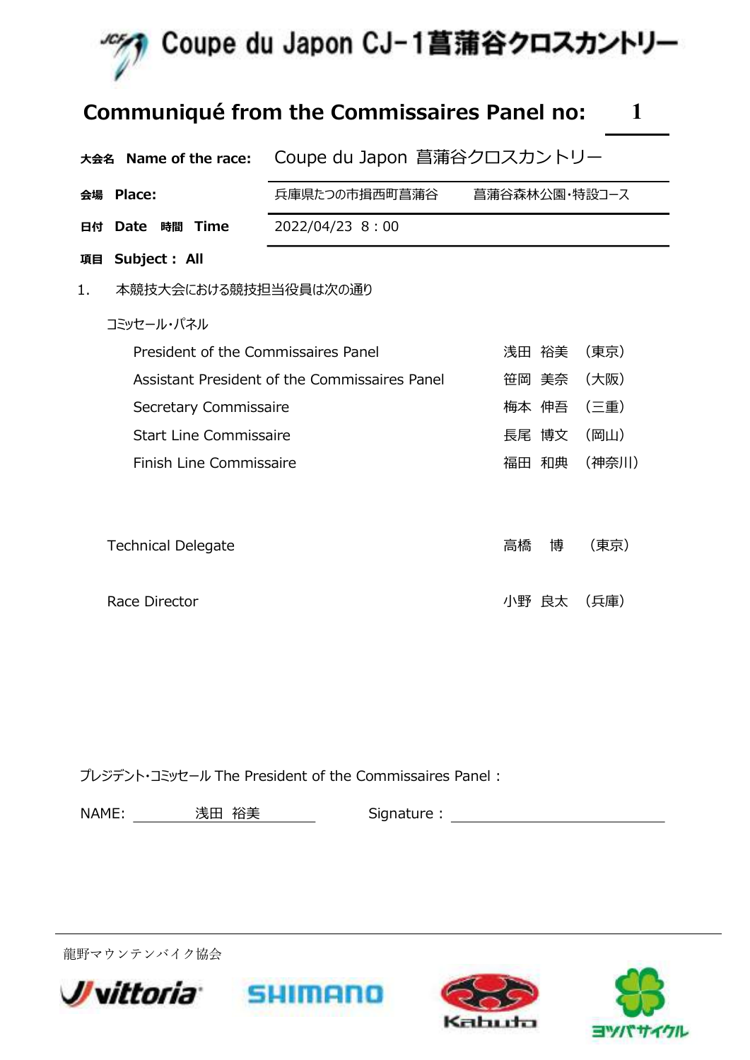# Coupe du Japon CJ-1菖蒲谷クロスカントリー

## Communiqué from the Commissaires Panel no: 1

| | |
|---|---|
| **大会名 Name of the race:** | Coupe du Japon 菖蒲谷クロスカントリー |
| **会場 Place:** | 兵庫県たつの市揖西町菖蒲谷　菖蒲谷森林公園・特設コース |
| **日付 Date 時間 Time** | 2022/04/23 8：00 |
| **項目 Subject： All** | |

1. 本競技大会における競技担当役員は次の通り

コミッセール・パネル

| | | |
|---|---|---|
| President of the Commissaires Panel | 浅田　裕美 | （東京） |
| Assistant President of the Commissaires Panel | 笹岡　美奈 | （大阪） |
| Secretary Commissaire | 梅本　伸吾 | （三重） |
| Start Line Commissaire | 長尾　博文 | （岡山） |
| Finish Line Commissaire | 福田　和典 | （神奈川） |

| | | |
|---|---|---|
| Technical Delegate | 高橋　博 | （東京） |
| Race Director | 小野　良太 | （兵庫） |

プレジデント・コミッセール The President of the Commissaires Panel：

NAME: 浅田　裕美　　Signature：

龍野マウンテンバイク協会

vittoria　SHIMANO　Kabuto　ヨツバサイクル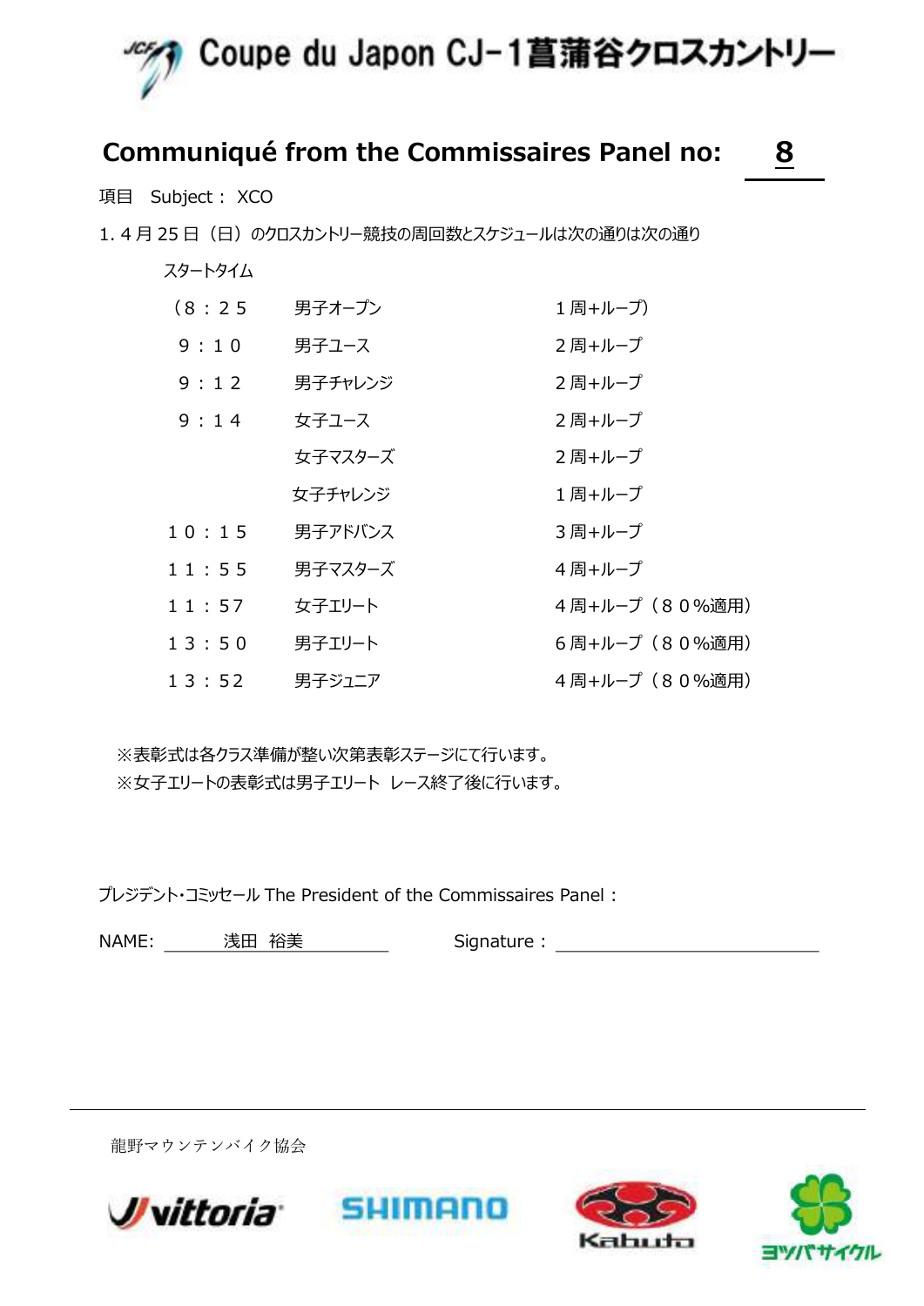# Coupe du Japon CJ-1菖蒲谷クロスカントリー

## Communiqué from the Commissaires Panel no: 8

項目　Subject： XCO

1. 4 月 25 日（日）のクロスカントリー競技の周回数とスケジュールは次の通りは次の通り

| スタートタイム | | |
|---|---|---|
| （８：２５ | 男子オープン | １周+ループ） |
| ９：１０ | 男子ユース | ２周+ループ |
| ９：１２ | 男子チャレンジ | ２周+ループ |
| ９：１４ | 女子ユース | ２周+ループ |
| | 女子マスターズ | ２周+ループ |
| | 女子チャレンジ | １周+ループ |
| １０：１５ | 男子アドバンス | ３周+ループ |
| １１：５５ | 男子マスターズ | ４周+ループ |
| １１：57 | 女子エリート | ４周+ループ（８０%適用） |
| １３：５０ | 男子エリート | ６周+ループ（８０%適用） |
| １３：52 | 男子ジュニア | ４周+ループ（８０%適用） |

※表彰式は各クラス準備が整い次第表彰ステージにて行います。
※女子エリートの表彰式は男子エリート レース終了後に行います。

プレジデント･コミッセール The President of the Commissaires Panel：

NAME: 浅田 裕美　　　Signature：

龍野マウンテンバイク協会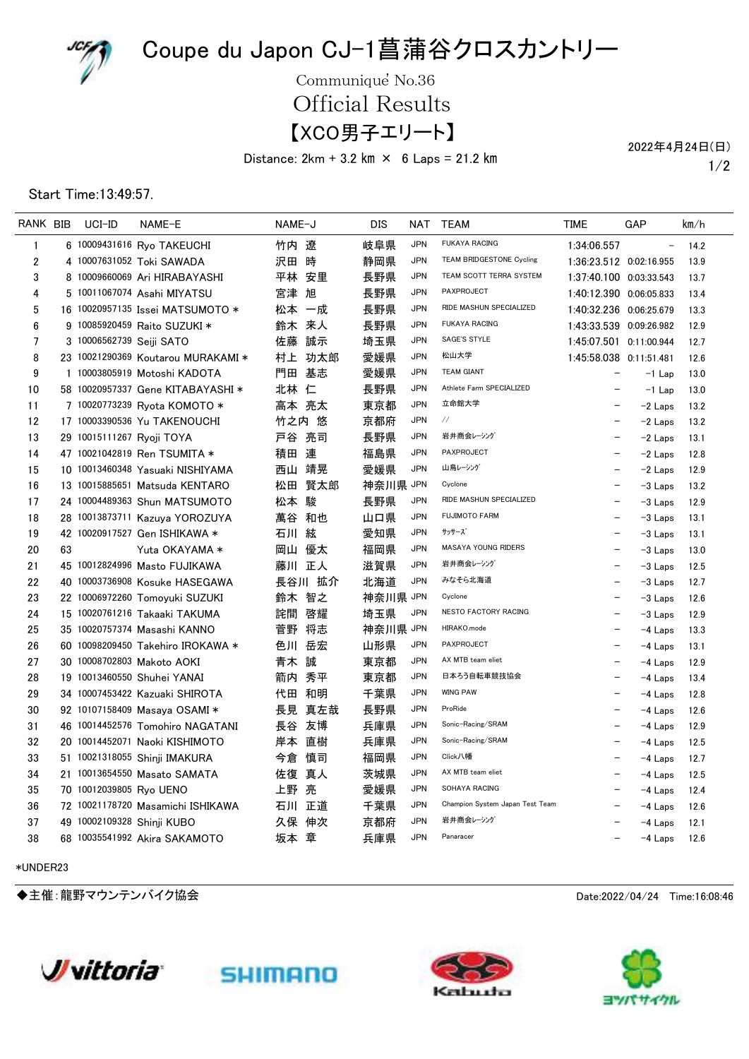# Coupe du Japon CJ-1菖蒲谷クロスカントリー

Communiqué No.36

## Official Results

## 【XCO男子エリート】

Distance: 2km + 3.2 km × 6 Laps = 21.2 km

2022年4月24日(日)

Start Time:13:49:57.

| RANK | BIB | UCI-ID | NAME-E | NAME-J | DIS | NAT | TEAM | TIME | GAP | km/h |
|---|---|---|---|---|---|---|---|---|---|---|
| 1 | 6 | 10009431616 | Ryo TAKEUCHI | 竹内 遼 | 岐阜県 | JPN | FUKAYA RACING | 1:34:06.557 | – | 14.2 |
| 2 | 4 | 10007631052 | Toki SAWADA | 沢田 時 | 静岡県 | JPN | TEAM BRIDGESTONE Cycling | 1:36:23.512 | 0:02:16.955 | 13.9 |
| 3 | 8 | 10009660069 | Ari HIRABAYASHI | 平林 安里 | 長野県 | JPN | TEAM SCOTT TERRA SYSTEM | 1:37:40.100 | 0:03:33.543 | 13.7 |
| 4 | 5 | 10011067074 | Asahi MIYATSU | 宮津 旭 | 長野県 | JPN | PAXPROJECT | 1:40:12.390 | 0:06:05.833 | 13.4 |
| 5 | 16 | 10020957135 | Issei MATSUMOTO * | 松本 一成 | 長野県 | JPN | RIDE MASHUN SPECIALIZED | 1:40:32.236 | 0:06:25.679 | 13.3 |
| 6 | 9 | 10085920459 | Raito SUZUKI * | 鈴木 来人 | 長野県 | JPN | FUKAYA RACING | 1:43:33.539 | 0:09:26.982 | 12.9 |
| 7 | 3 | 10006562739 | Seiji SATO | 佐藤 誠示 | 埼玉県 | JPN | SAGE'S STYLE | 1:45:07.501 | 0:11:00.944 | 12.7 |
| 8 | 23 | 10021290369 | Koutarou MURAKAMI * | 村上 功太郎 | 愛媛県 | JPN | 松山大学 | 1:45:58.038 | 0:11:51.481 | 12.6 |
| 9 | 1 | 10003805919 | Motoshi KADOTA | 門田 基志 | 愛媛県 | JPN | TEAM GIANT | – | -1 Lap | 13.0 |
| 10 | 58 | 10020957337 | Gene KITABAYASHI * | 北林 仁 | 長野県 | JPN | Athlete Farm SPECIALIZED | – | -1 Lap | 13.0 |
| 11 | 7 | 10020773239 | Ryota KOMOTO * | 高本 亮太 | 東京都 | JPN | 立命館大学 | – | -2 Laps | 13.2 |
| 12 | 17 | 10003390536 | Yu TAKENOUCHI | 竹之内 悠 | 京都府 | JPN | // | – | -2 Laps | 13.2 |
| 13 | 29 | 10015111267 | Ryoji TOYA | 戸谷 亮司 | 長野県 | JPN | 岩井商会レーシング | – | -2 Laps | 13.1 |
| 14 | 47 | 10021042819 | Ren TSUMITA * | 積田 連 | 福島県 | JPN | PAXPROJECT | – | -2 Laps | 12.8 |
| 15 | 10 | 10013460348 | Yasuaki NISHIYAMA | 西山 靖晃 | 愛媛県 | JPN | 山鳥レーシング | – | -2 Laps | 12.9 |
| 16 | 13 | 10015885651 | Matsuda KENTARO | 松田 賢太郎 | 神奈川県 | JPN | Cyclone | – | -3 Laps | 13.2 |
| 17 | 24 | 10004489363 | Shun MATSUMOTO | 松本 駿 | 長野県 | JPN | RIDE MASHUN SPECIALIZED | – | -3 Laps | 12.9 |
| 18 | 28 | 10013873711 | Kazuya YOROZUYA | 萬谷 和也 | 山口県 | JPN | FUJIMOTO FARM | – | -3 Laps | 13.1 |
| 19 | 42 | 10020917527 | Gen ISHIKAWA * | 石川 絃 | 愛知県 | JPN | サッサーズ | – | -3 Laps | 13.1 |
| 20 | 63 | | Yuta OKAYAMA * | 岡山 優太 | 福岡県 | JPN | MASAYA YOUNG RIDERS | – | -3 Laps | 13.0 |
| 21 | 45 | 10012824996 | Masto FUJIKAWA | 藤川 正人 | 滋賀県 | JPN | 岩井商会レーシング | – | -3 Laps | 12.5 |
| 22 | 40 | 10003736908 | Kosuke HASEGAWA | 長谷川 拡介 | 北海道 | JPN | みなそら北海道 | – | -3 Laps | 12.7 |
| 23 | 22 | 10006972260 | Tomoyuki SUZUKI | 鈴木 智之 | 神奈川県 | JPN | Cyclone | – | -3 Laps | 12.6 |
| 24 | 15 | 10020761216 | Takaaki TAKUMA | 詫間 啓耀 | 埼玉県 | JPN | NESTO FACTORY RACING | – | -3 Laps | 12.9 |
| 25 | 35 | 10020757374 | Masashi KANNO | 菅野 将志 | 神奈川県 | JPN | HIRAKO.mode | – | -4 Laps | 13.3 |
| 26 | 60 | 10098209450 | Takehiro IROKAWA * | 色川 岳宏 | 山形県 | JPN | PAXPROJECT | – | -4 Laps | 13.1 |
| 27 | 30 | 10008702803 | Makoto AOKI | 青木 誠 | 東京都 | JPN | AX MTB team eliet | – | -4 Laps | 12.9 |
| 28 | 19 | 10013460550 | Shuhei YANAI | 箭内 秀平 | 東京都 | JPN | 日本ろう自転車競技協会 | – | -4 Laps | 13.4 |
| 29 | 34 | 10007453422 | Kazuaki SHIROTA | 代田 和明 | 千葉県 | JPN | WING PAW | – | -4 Laps | 12.8 |
| 30 | 92 | 10107158409 | Masaya OSAMI * | 長見 真左哉 | 長野県 | JPN | ProRide | – | -4 Laps | 12.6 |
| 31 | 46 | 10014452576 | Tomohiro NAGATANI | 長谷 友博 | 兵庫県 | JPN | Sonic-Racing/SRAM | – | -4 Laps | 12.9 |
| 32 | 20 | 10014452071 | Naoki KISHIMOTO | 岸本 直樹 | 兵庫県 | JPN | Sonic-Racing/SRAM | – | -4 Laps | 12.5 |
| 33 | 51 | 10021318055 | Shinji IMAKURA | 今倉 慎司 | 福岡県 | JPN | Click八幡 | – | -4 Laps | 12.7 |
| 34 | 21 | 10013654550 | Masato SAMATA | 佐復 真人 | 茨城県 | JPN | AX MTB team eliet | – | -4 Laps | 12.5 |
| 35 | 70 | 10012039805 | Ryo UENO | 上野 亮 | 愛媛県 | JPN | SOHAYA RACING | – | -4 Laps | 12.4 |
| 36 | 72 | 10021178720 | Masamichi ISHIKAWA | 石川 正道 | 千葉県 | JPN | Champion System Japan Test Team | – | -4 Laps | 12.6 |
| 37 | 49 | 10002109328 | Shinji KUBO | 久保 伸次 | 京都府 | JPN | 岩井商会レーシング | – | -4 Laps | 12.1 |
| 38 | 68 | 10035541992 | Akira SAKAMOTO | 坂本 章 | 兵庫県 | JPN | Panaracer | – | -4 Laps | 12.6 |

*UNDER23

◆主催:龍野マウンテンバイク協会

Date:2022/04/24 Time:16:08:46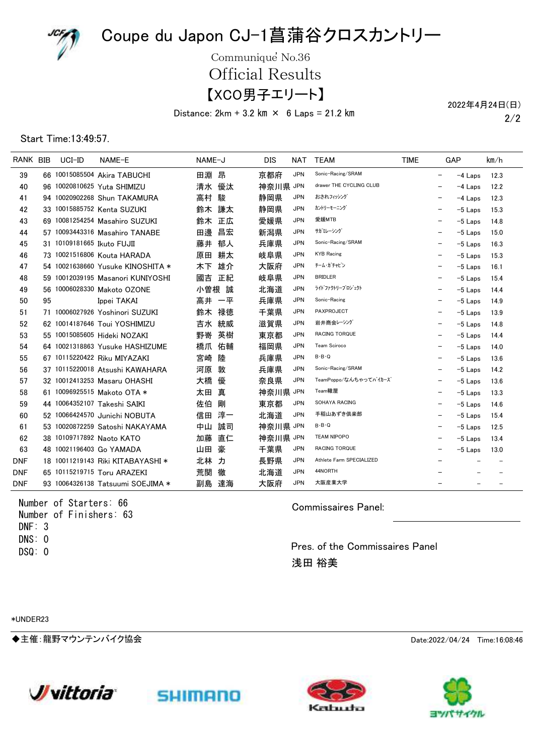# Coupe du Japon CJ-1菖蒲谷クロスカントリー

Communiqué No.36

## Official Results

## 【XCO男子エリート】

Distance: 2km + 3.2 km × 6 Laps = 21.2 km

2022年4月24日(日)

Start Time:13:49:57.

| RANK | BIB | UCI-ID | NAME-E | NAME-J | DIS | NAT | TEAM | TIME | GAP | km/h |
|---|---|---|---|---|---|---|---|---|---|---|
| 39 | 66 | 10015085504 | Akira TABUCHI | 田淵　昂 | 京都府 | JPN | Sonic-Racing/SRAM | – | -4 Laps | 12.3 |
| 40 | 96 | 10020810625 | Yuta SHIMIZU | 清水　優汰 | 神奈川県 | JPN | drawer THE CYCLING CLUB | – | -4 Laps | 12.2 |
| 41 | 94 | 10020902268 | Shun TAKAMURA | 高村　駿 | 静岡県 | JPN | おされフィッシング | – | -4 Laps | 12.3 |
| 42 | 33 | 10015885752 | Kenta SUZUKI | 鈴木　謙太 | 静岡県 | JPN | カントリーモーニング | – | -5 Laps | 15.3 |
| 43 | 69 | 10081254254 | Masahiro SUZUKI | 鈴木　正広 | 愛知県 | JPN | 愛媛MTB | – | -5 Laps | 14.8 |
| 44 | 57 | 10093443316 | Masahiro TANABE | 田邊　昌宏 | 新潟県 | JPN | サガミレーシング | – | -5 Laps | 15.0 |
| 45 | 31 | 10109181665 | Ikuto FUJII | 藤井　郁人 | 兵庫県 | JPN | Sonic-Racing/SRAM | – | -5 Laps | 16.3 |
| 46 | 73 | 10021516806 | Kouta HARADA | 原田　耕太 | 岐阜県 | JPN | KYB Racing | – | -5 Laps | 15.3 |
| 47 | 54 | 10021638660 | Yusuke KINOSHITA * | 木下　雄介 | 大阪府 | JPN | チーム・ガチャピン | – | -5 Laps | 16.1 |
| 48 | 59 | 10012039195 | Masanori KUNIYOSHI | 國吉　正紀 | 岐阜県 | JPN | BRIDLER | – | -5 Laps | 15.4 |
| 49 | 56 | 10006028330 | Makoto OZONE | 小曽根　誠 | 北海道 | JPN | ライドファクトリープロジェクト | – | -5 Laps | 14.4 |
| 50 | 95 | | Ippei TAKAI | 高井　一平 | 兵庫県 | JPN | Sonic-Racing | – | -5 Laps | 14.9 |
| 51 | 71 | 10006027926 | Yoshinori SUZUKI | 鈴木　禄徳 | 千葉県 | JPN | PAXPROJECT | – | -5 Laps | 13.9 |
| 52 | 62 | 10014187646 | Toui YOSHIMIZU | 吉水　統威 | 滋賀県 | JPN | 岩井商会レーシング | – | -5 Laps | 14.8 |
| 53 | 55 | 10015085605 | Hideki NOZAKI | 野嵜　英樹 | 東京都 | JPN | RACING TORQUE | – | -5 Laps | 14.4 |
| 54 | 64 | 10021318863 | Yusuke HASHIZUME | 橋爪　佑輔 | 福岡県 | JPN | Team Scirocco | – | -5 Laps | 14.0 |
| 55 | 67 | 10115220422 | Riku MIYAZAKI | 宮崎　陸 | 兵庫県 | JPN | B・B・Q | – | -5 Laps | 13.6 |
| 56 | 37 | 10115220018 | Atsushi KAWAHARA | 河原　敦 | 兵庫県 | JPN | Sonic-Racing/SRAM | – | -5 Laps | 14.2 |
| 57 | 32 | 10012413253 | Masaru OHASHI | 大橋　優 | 奈良県 | JPN | TeamPoppo/なんちゃってバイカーズ | – | -5 Laps | 13.6 |
| 58 | 61 | 10096925515 | Makoto OTA * | 太田　真 | 神奈川県 | JPN | Team轍屋 | – | -5 Laps | 13.3 |
| 59 | 44 | 10064352107 | Takeshi SAIKI | 佐伯　剛 | 東京都 | JPN | SOHAYA RACING | – | -5 Laps | 14.6 |
| 60 | 52 | 10066424570 | Junichi NOBUTA | 信田　淳一 | 北海道 | JPN | 手稲山あずき倶楽部 | – | -5 Laps | 15.4 |
| 61 | 53 | 10020872259 | Satoshi NAKAYAMA | 中山　誠司 | 神奈川県 | JPN | B・B・Q | – | -5 Laps | 12.5 |
| 62 | 38 | 10109717892 | Naoto KATO | 加藤　直仁 | 神奈川県 | JPN | TEAM NIPOPO | – | -5 Laps | 13.4 |
| 63 | 48 | 10021196403 | Go YAMADA | 山田　豪 | 千葉県 | JPN | RACING TORQUE | – | -5 Laps | 13.0 |
| DNF | 18 | 10011219143 | Riki KITABAYASHI * | 北林　力 | 長野県 | JPN | Athlete Farm SPECIALIZED | – | – | – |
| DNF | 65 | 10115219715 | Toru ARAZEKI | 荒関　徹 | 北海道 | JPN | 44NORTH | – | – | – |
| DNF | 93 | 10064326138 | Tatsuumi SOEJIMA * | 副島　達海 | 大阪府 | JPN | 大阪産業大学 | – | – | – |

Number of Starters: 66
Number of Finishers: 63
DNF: 3
DNS: 0
DSQ: 0

Commissaires Panel:

Pres. of the Commissaires Panel
浅田 裕美

*UNDER23

◆主催:龍野マウンテンバイク協会

Date:2022/04/24 Time:16:08:46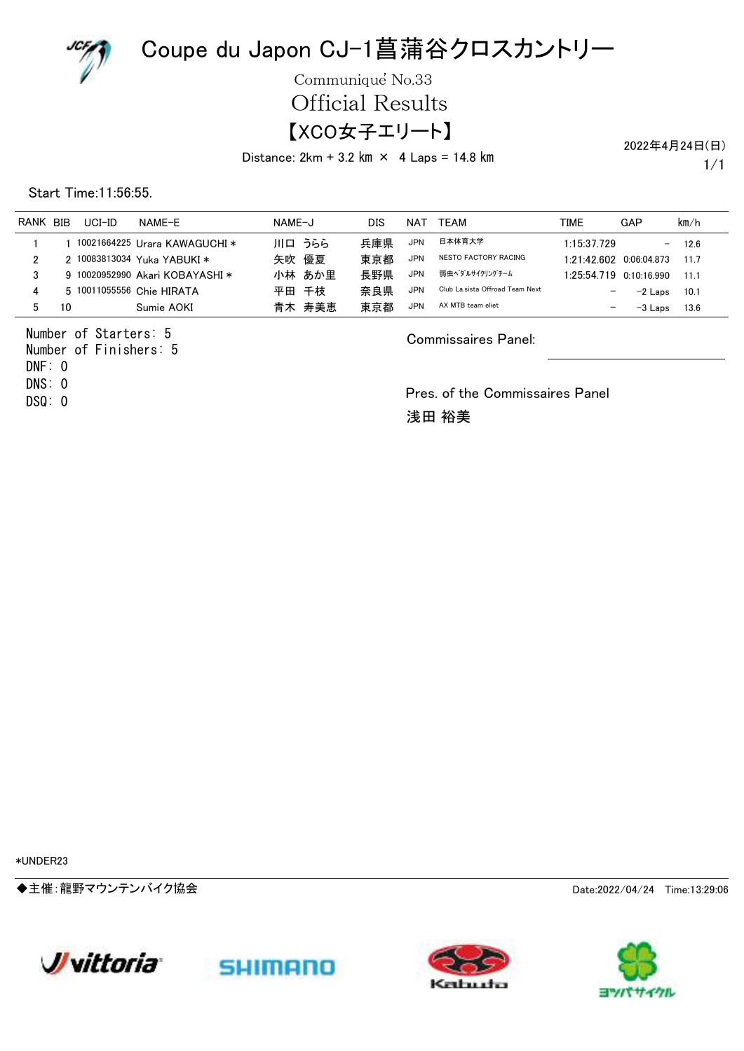# Coupe du Japon CJ-1菖蒲谷クロスカントリー

Communiqué No.33

## Official Results

## 【XCO女子エリート】

Distance: 2km + 3.2 km × 4 Laps = 14.8 km

2022年4月24日(日)

Start Time:11:56:55.

| RANK | BIB | UCI-ID | NAME-E | NAME-J | DIS | NAT | TEAM | TIME | GAP | km/h |
|---|---|---|---|---|---|---|---|---|---|---|
| 1 | 1 | 10021664225 | Urara KAWAGUCHI * | 川口 うらら | 兵庫県 | JPN | 日本体育大学 | 1:15:37.729 | – | 12.6 |
| 2 | 2 | 10083813034 | Yuka YABUKI * | 矢吹 優夏 | 東京都 | JPN | NESTO FACTORY RACING | 1:21:42.602 | 0:06:04.873 | 11.7 |
| 3 | 9 | 10020952990 | Akari KOBAYASHI * | 小林 あか里 | 長野県 | JPN | 弱虫ﾍﾟﾀﾞﾙｻｲｸﾘﾝｸﾞﾁｰﾑ | 1:25:54.719 | 0:10:16.990 | 11.1 |
| 4 | 5 | 10011055556 | Chie HIRATA | 平田 千枝 | 奈良県 | JPN | Club La.sista Offroad Team Next | – | -2 Laps | 10.1 |
| 5 | 10 | | Sumie AOKI | 青木 寿美恵 | 東京都 | JPN | AX MTB team eliet | – | -3 Laps | 13.6 |

Number of Starters: 5
Number of Finishers: 5
DNF: 0
DNS: 0
DSQ: 0

Commissaires Panel:

Pres. of the Commissaires Panel
浅田 裕美

*UNDER23

◆主催:龍野マウンテンバイク協会

Date:2022/04/24 Time:13:29:06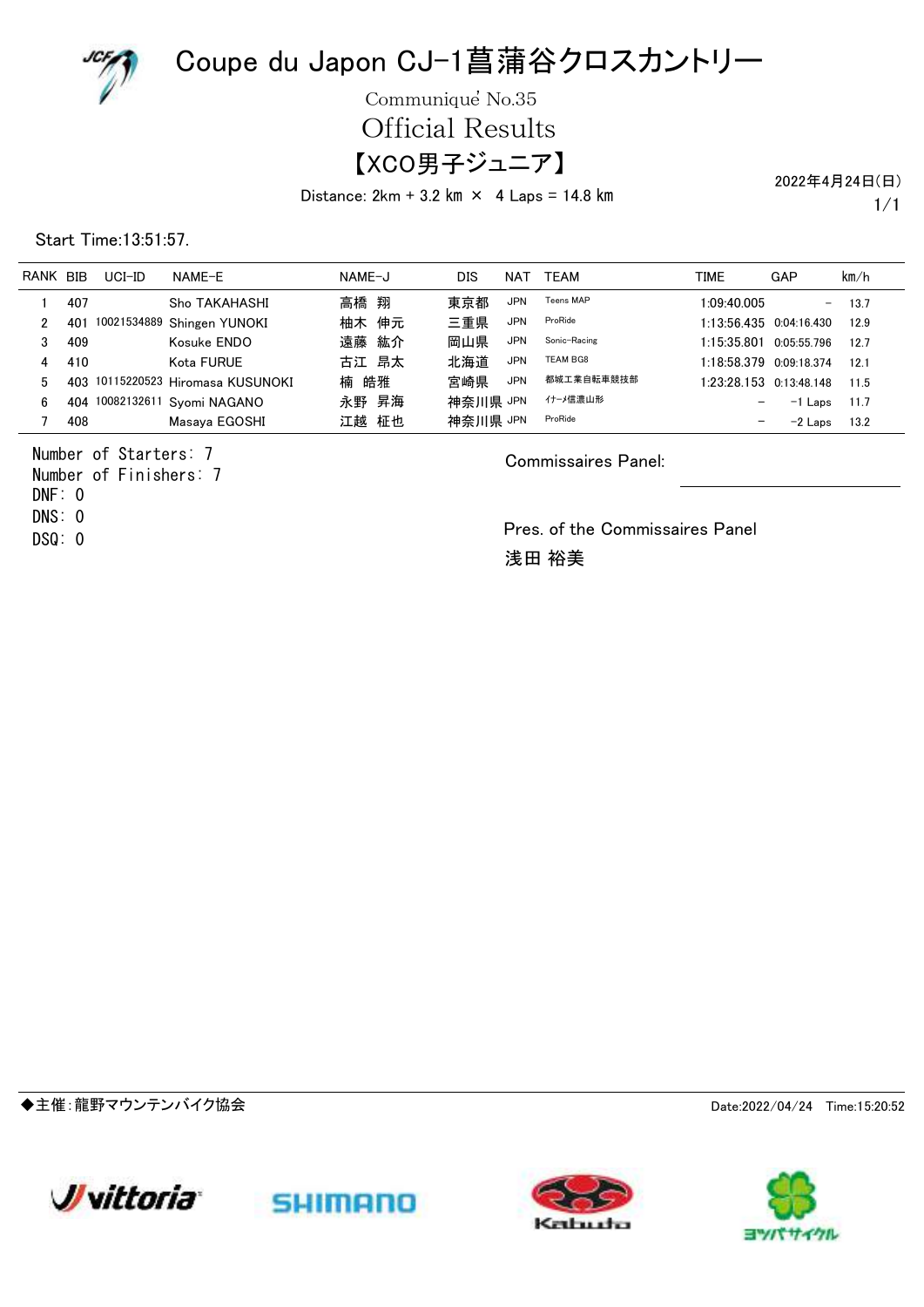# Coupe du Japon CJ-1菖蒲谷クロスカントリー

Communiqué No.35

## Official Results

## 【XCO男子ジュニア】

Distance: 2km + 3.2 km × 4 Laps = 14.8 km

2022年4月24日(日)

Start Time:13:51:57.

| RANK | BIB | UCI-ID | NAME-E | NAME-J | DIS | NAT | TEAM | TIME | GAP | km/h |
|---|---|---|---|---|---|---|---|---|---|---|
| 1 | 407 | | Sho TAKAHASHI | 高橋 翔 | 東京都 | JPN | Teens MAP | 1:09:40.005 | − | 13.7 |
| 2 | 401 | 10021534889 | Shingen YUNOKI | 柚木 伸元 | 三重県 | JPN | ProRide | 1:13:56.435 | 0:04:16.430 | 12.9 |
| 3 | 409 | | Kosuke ENDO | 遠藤 紘介 | 岡山県 | JPN | Sonic-Racing | 1:15:35.801 | 0:05:55.796 | 12.7 |
| 4 | 410 | | Kota FURUE | 古江 昂太 | 北海道 | JPN | TEAM BG8 | 1:18:58.379 | 0:09:18.374 | 12.1 |
| 5 | 403 | 10115220523 | Hiromasa KUSUNOKI | 楠 皓雅 | 宮崎県 | JPN | 都城工業自転車競技部 | 1:23:28.153 | 0:13:48.148 | 11.5 |
| 6 | 404 | 10082132611 | Syomi NAGANO | 永野 昇海 | 神奈川県 | JPN | ｲﾅｰﾒ信濃山形 | − | -1 Laps | 11.7 |
| 7 | 408 | | Masaya EGOSHI | 江越 柾也 | 神奈川県 | JPN | ProRide | − | -2 Laps | 13.2 |

Number of Starters: 7
Number of Finishers: 7
DNF: 0
DNS: 0
DSQ: 0

Commissaires Panel:

Pres. of the Commissaires Panel
浅田 裕美

◆主催:龍野マウンテンバイク協会

Date:2022/04/24 Time:15:20:52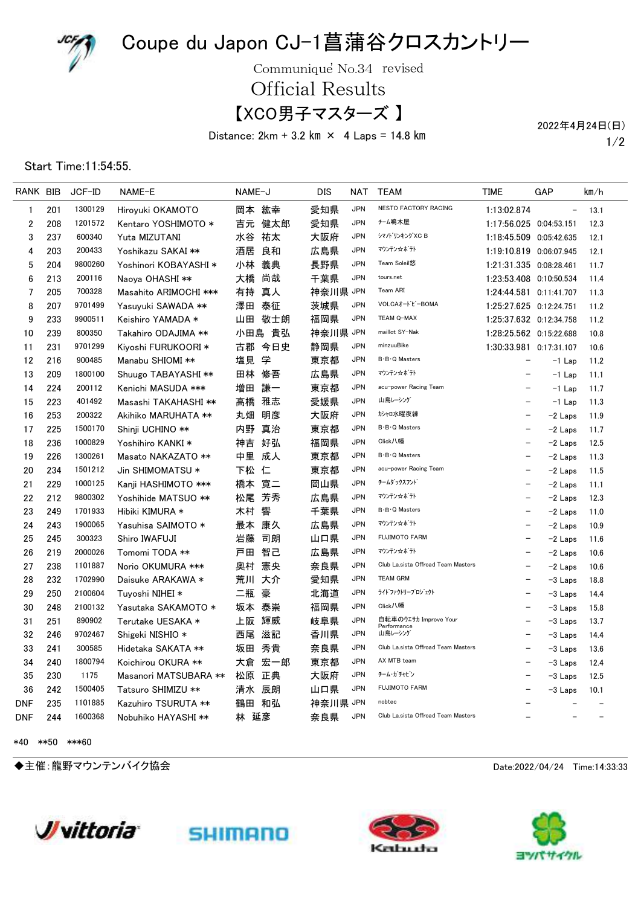# Coupe du Japon CJ-1菖蒲谷クロスカントリー

Communiqué No.34 revised

## Official Results

## 【XCO男子マスターズ 】

Distance: 2km + 3.2 km × 4 Laps = 14.8 km

2022年4月24日(日)

Start Time:11:54:55.

| RANK | BIB | JCF-ID | NAME-E | NAME-J | DIS | NAT | TEAM | TIME | GAP | km/h |
|---|---|---|---|---|---|---|---|---|---|---|
| 1 | 201 | 1300129 | Hiroyuki OKAMOTO | 岡本 紘幸 | 愛知県 | JPN | NESTO FACTORY RACING | 1:13:02.874 | − | 13.1 |
| 2 | 208 | 1201572 | Kentaro YOSHIMOTO * | 吉元 健太郎 | 愛知県 | JPN | ﾁｰﾑ鳴木屋 | 1:17:56.025 | 0:04:53.151 | 12.3 |
| 3 | 237 | 600340 | Yuta MIZUTANI | 水谷 祐太 | 大阪府 | JPN | ｼﾏﾉﾄﾞﾘﾝｷﾝｸﾞXC B | 1:18:45.509 | 0:05:42.635 | 12.1 |
| 4 | 203 | 200433 | Yoshikazu SAKAI ** | 酒居 良和 | 広島県 | JPN | ﾏｳﾝﾃﾝ☆ﾎﾞﾃﾞｨ | 1:19:10.819 | 0:06:07.945 | 12.1 |
| 5 | 204 | 9800260 | Yoshinori KOBAYASHI * | 小林 義典 | 長野県 | JPN | Team Soleil悠 | 1:21:31.335 | 0:08:28.461 | 11.7 |
| 6 | 213 | 200116 | Naoya OHASHI ** | 大橋 尚哉 | 千葉県 | JPN | tours.net | 1:23:53.408 | 0:10:50.534 | 11.4 |
| 7 | 205 | 700328 | Masahito ARIMOCHI *** | 有持 真人 | 神奈川県 | JPN | Team ARI | 1:24:44.581 | 0:11:41.707 | 11.3 |
| 8 | 207 | 9701499 | Yasuyuki SAWADA ** | 澤田 泰征 | 茨城県 | JPN | VOLCAｵｰﾄﾋﾞｰBOMA | 1:25:27.625 | 0:12:24.751 | 11.2 |
| 9 | 233 | 9900511 | Keishiro YAMADA * | 山田 敬士朗 | 福岡県 | JPN | TEAM Q-MAX | 1:25:37.632 | 0:12:34.758 | 11.2 |
| 10 | 239 | 800350 | Takahiro ODAJIMA ** | 小田島 貴弘 | 神奈川県 | JPN | maillot SY-Nak | 1:28:25.562 | 0:15:22.688 | 10.8 |
| 11 | 231 | 9701299 | Kiyoshi FURUKOORI * | 古郡 今日史 | 静岡県 | JPN | minzuuBike | 1:30:33.981 | 0:17:31.107 | 10.6 |
| 12 | 216 | 900485 | Manabu SHIOMI ** | 塩見 学 | 東京都 | JPN | B･B･Q Masters | − | −1 Lap | 11.2 |
| 13 | 209 | 1800100 | Shuugo TABAYASHI ** | 田林 修吾 | 広島県 | JPN | ﾏｳﾝﾃﾝ☆ﾎﾞﾃﾞｨ | − | −1 Lap | 11.1 |
| 14 | 224 | 200112 | Kenichi MASUDA *** | 増田 謙一 | 東京都 | JPN | acu-power Racing Team | − | −1 Lap | 11.7 |
| 15 | 223 | 401492 | Masashi TAKAHASHI ** | 高橋 雅志 | 愛媛県 | JPN | 山鳥ﾚｰｼﾝｸﾞ | − | −1 Lap | 11.3 |
| 16 | 253 | 200322 | Akihiko MARUHATA ** | 丸畑 明彦 | 大阪府 | JPN | ｶｼｬﾛ水曜夜練 | − | −2 Laps | 11.9 |
| 17 | 225 | 1500170 | Shinji UCHINO ** | 内野 真治 | 東京都 | JPN | B･B･Q Masters | − | −2 Laps | 11.7 |
| 18 | 236 | 1000829 | Yoshihiro KANKI * | 神吉 好弘 | 福岡県 | JPN | Click八幡 | − | −2 Laps | 12.5 |
| 19 | 226 | 1300261 | Masato NAKAZATO ** | 中里 成人 | 東京都 | JPN | B･B･Q Masters | − | −2 Laps | 11.3 |
| 20 | 234 | 1501212 | Jin SHIMOMATSU * | 下松 仁 | 東京都 | JPN | acu-power Racing Team | − | −2 Laps | 11.5 |
| 21 | 229 | 1000125 | Kanji HASHIMOTO *** | 橋本 寛二 | 岡山県 | JPN | ﾁｰﾑﾀﾞｯｸｽﾌﾝﾄﾞ | − | −2 Laps | 11.1 |
| 22 | 212 | 9800302 | Yoshihide MATSUO ** | 松尾 芳秀 | 広島県 | JPN | ﾏｳﾝﾃﾝ☆ﾎﾞﾃﾞｨ | − | −2 Laps | 12.3 |
| 23 | 249 | 1701933 | Hibiki KIMURA * | 木村 響 | 千葉県 | JPN | B･B･Q Masters | − | −2 Laps | 11.0 |
| 24 | 243 | 1900065 | Yasuhisa SAIMOTO * | 最本 康久 | 広島県 | JPN | ﾏｳﾝﾃﾝ☆ﾎﾞﾃﾞｨ | − | −2 Laps | 10.9 |
| 25 | 245 | 300323 | Shiro IWAFUJI | 岩藤 司朗 | 山口県 | JPN | FUJIMOTO FARM | − | −2 Laps | 11.6 |
| 26 | 219 | 2000026 | Tomomi TODA ** | 戸田 智己 | 広島県 | JPN | ﾏｳﾝﾃﾝ☆ﾎﾞﾃﾞｨ | − | −2 Laps | 10.6 |
| 27 | 238 | 1101887 | Norio OKUMURA *** | 奥村 憲央 | 奈良県 | JPN | Club La.sista Offroad Team Masters | − | −2 Laps | 10.6 |
| 28 | 232 | 1702990 | Daisuke ARAKAWA * | 荒川 大介 | 愛知県 | JPN | TEAM GRM | − | −3 Laps | 18.8 |
| 29 | 250 | 2100604 | Tuyoshi NIHEI * | 二瓶 豪 | 北海道 | JPN | ﾗｲﾄﾞﾌｧｸﾄﾘｰﾌﾟﾛｼﾞｪｸﾄ | − | −3 Laps | 14.4 |
| 30 | 248 | 2100132 | Yasutaka SAKAMOTO * | 坂本 泰崇 | 福岡県 | JPN | Click八幡 | − | −3 Laps | 15.8 |
| 31 | 251 | 890902 | Terutake UESAKA * | 上阪 輝威 | 岐阜県 | JPN | 自転車のウエサカ Improve Your Performance | − | −3 Laps | 13.7 |
| 32 | 246 | 9702467 | Shigeki NISHIO * | 西尾 滋記 | 香川県 | JPN | 山鳥ﾚｰｼﾝｸﾞ | − | −3 Laps | 14.4 |
| 33 | 241 | 300585 | Hidetaka SAKATA ** | 坂田 秀貴 | 奈良県 | JPN | Club La.sista Offroad Team Masters | − | −3 Laps | 13.6 |
| 34 | 240 | 1800794 | Koichirou OKURA ** | 大倉 宏一郎 | 東京都 | JPN | AX MTB team | − | −3 Laps | 12.4 |
| 35 | 230 | 1175 | Masanori MATSUBARA ** | 松原 正典 | 大阪府 | JPN | ﾁｰﾑ･ｶﾞﾁｬﾋﾟﾝ | − | −3 Laps | 12.5 |
| 36 | 242 | 1500405 | Tatsuro SHIMIZU ** | 清水 辰朗 | 山口県 | JPN | FUJIMOTO FARM | − | −3 Laps | 10.1 |
| DNF | 235 | 1101885 | Kazuhiro TSURUTA ** | 鶴田 和弘 | 神奈川県 | JPN | nobtec | − | − | − |
| DNF | 244 | 1600368 | Nobuhiko HAYASHI ** | 林 延彦 | 奈良県 | JPN | Club La.sista Offroad Team Masters | − | − | − |

*40 **50 ***60

◆主催:龍野マウンテンバイク協会

Date:2022/04/24 Time:14:33:33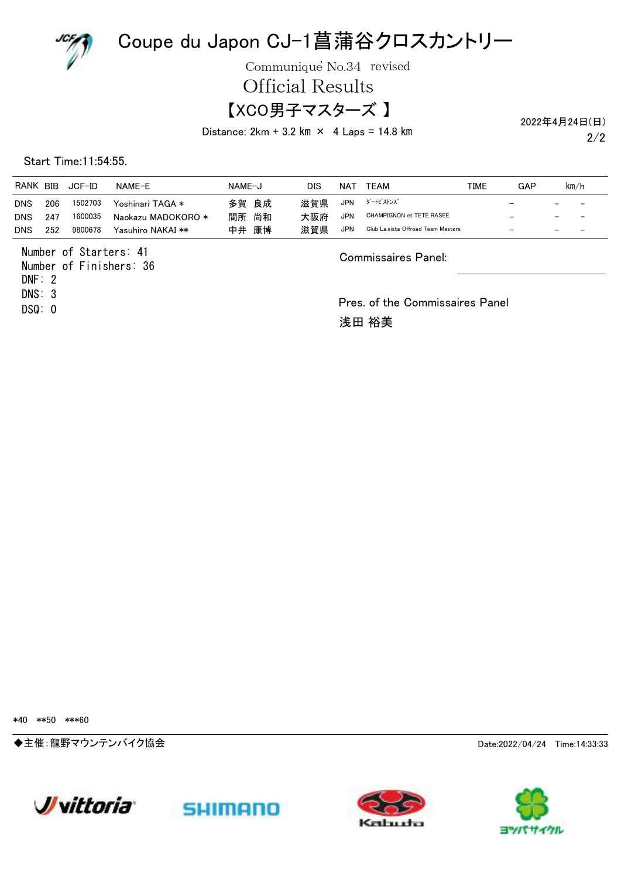# Coupe du Japon CJ-1菖蒲谷クロスカントリー

Communiqué No.34 revised

## Official Results

## 【XCO男子マスターズ 】

Distance: 2km + 3.2 km × 4 Laps = 14.8 km

2022年4月24日(日)

Start Time:11:54:55.

| RANK | BIB | JCF-ID | NAME-E | NAME-J | DIS | NAT | TEAM | TIME | GAP | km/h |
|---|---|---|---|---|---|---|---|---|---|---|
| DNS | 206 | 1502703 | Yoshinari TAGA * | 多賀 良成 | 滋賀県 | JPN | ﾀﾞｰﾄﾋﾟｽﾄﾝｽﾞ | – | – | – |
| DNS | 247 | 1600035 | Naokazu MADOKORO * | 間所 尚和 | 大阪府 | JPN | CHAMPIGNON et TETE RASEE | – | – | – |
| DNS | 252 | 9800678 | Yasuhiro NAKAI ** | 中井 康博 | 滋賀県 | JPN | Club La.sista Offroad Team Masters | – | – | – |

Number of Starters: 41
Number of Finishers: 36
DNF: 2
DNS: 3
DSQ: 0

Commissaires Panel:

Pres. of the Commissaires Panel
浅田 裕美

*40 **50 ***60

◆主催:龍野マウンテンバイク協会

Date:2022/04/24 Time:14:33:33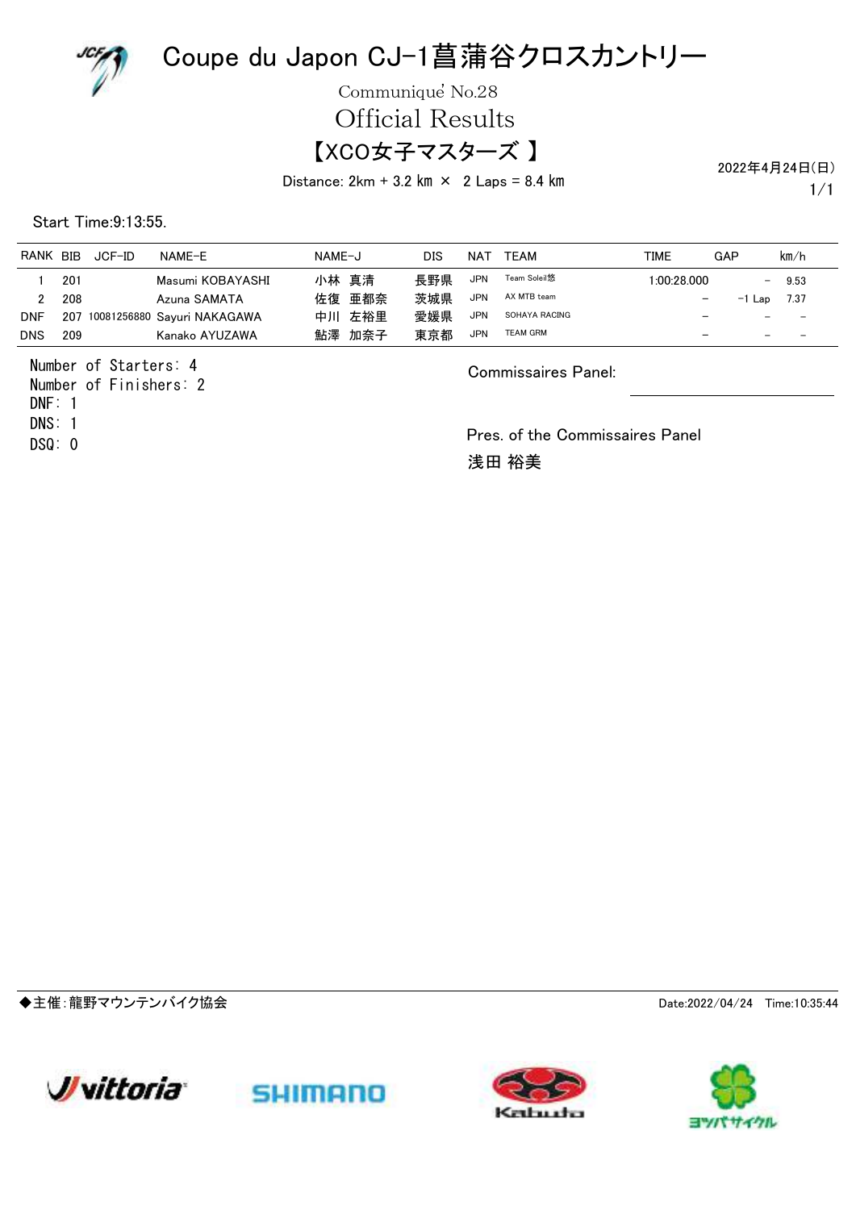# Coupe du Japon CJ-1菖蒲谷クロスカントリー

Communiqué No.28

## Official Results

## 【XCO女子マスターズ 】

Distance: 2km + 3.2 km × 2 Laps = 8.4 km

2022年4月24日(日)

Start Time:9:13:55.

| RANK | BIB | JCF-ID | NAME-E | NAME-J | DIS | NAT | TEAM | TIME | GAP | km/h |
|---|---|---|---|---|---|---|---|---|---|---|
| 1 | 201 | | Masumi KOBAYASHI | 小林 真清 | 長野県 | JPN | Team Soleil悠 | 1:00:28.000 | – | 9.53 |
| 2 | 208 | | Azuna SAMATA | 佐復 亜都奈 | 茨城県 | JPN | AX MTB team | – | -1 Lap | 7.37 |
| DNF | 207 | 10081256880 | Sayuri NAKAGAWA | 中川 左裕里 | 愛媛県 | JPN | SOHAYA RACING | – | – | – |
| DNS | 209 | | Kanako AYUZAWA | 鮎澤 加奈子 | 東京都 | JPN | TEAM GRM | – | – | – |

Number of Starters: 4
Number of Finishers: 2
DNF: 1
DNS: 1
DSQ: 0

Commissaires Panel:

Pres. of the Commissaires Panel
浅田 裕美

◆主催:龍野マウンテンバイク協会

Date:2022/04/24 Time:10:35:44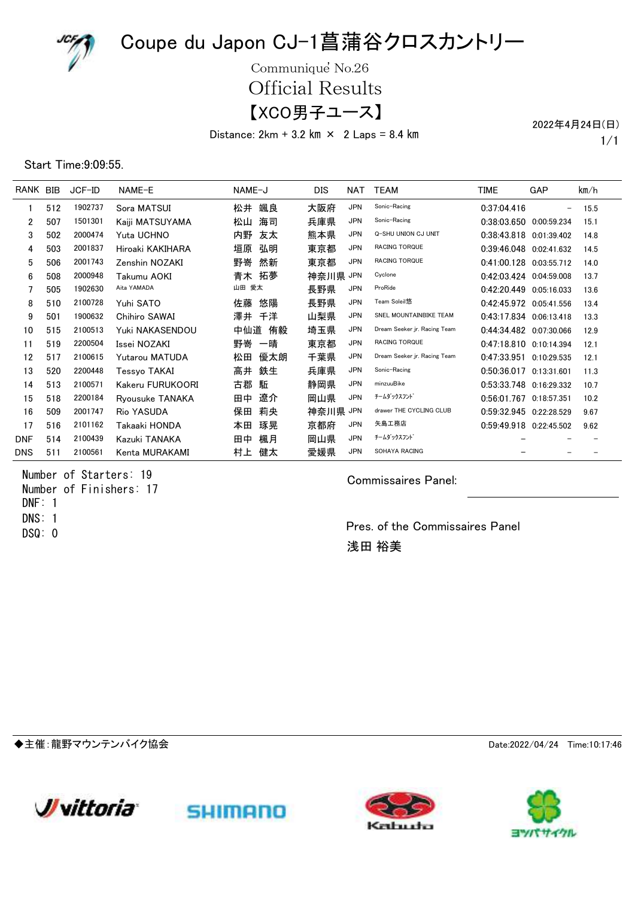# Coupe du Japon CJ-1菖蒲谷クロスカントリー

Communiqué No.26

## Official Results

## 【XCO男子ユース】

Distance: 2km + 3.2 km × 2 Laps = 8.4 km

2022年4月24日(日)

Start Time:9:09:55.

| RANK | BIB | JCF-ID | NAME-E | NAME-J | DIS | NAT | TEAM | TIME | GAP | km/h |
|---|---|---|---|---|---|---|---|---|---|---|
| 1 | 512 | 1902737 | Sora MATSUI | 松井 颯良 | 大阪府 | JPN | Sonic-Racing | 0:37:04.416 | – | 15.5 |
| 2 | 507 | 1501301 | Kaiji MATSUYAMA | 松山 海司 | 兵庫県 | JPN | Sonic-Racing | 0:38:03.650 | 0:00:59.234 | 15.1 |
| 3 | 502 | 2000474 | Yuta UCHNO | 内野 友太 | 熊本県 | JPN | Q-SHU UNION CJ UNIT | 0:38:43.818 | 0:01:39.402 | 14.8 |
| 4 | 503 | 2001837 | Hiroaki KAKIHARA | 垣原 弘明 | 東京都 | JPN | RACING TORQUE | 0:39:46.048 | 0:02:41.632 | 14.5 |
| 5 | 506 | 2001743 | Zenshin NOZAKI | 野嵜 然新 | 東京都 | JPN | RACING TORQUE | 0:41:00.128 | 0:03:55.712 | 14.0 |
| 6 | 508 | 2000948 | Takumu AOKI | 青木 拓夢 | 神奈川県 | JPN | Cyclone | 0:42:03.424 | 0:04:59.008 | 13.7 |
| 7 | 505 | 1902630 | Aita YAMADA | 山田 愛太 | 長野県 | JPN | ProRide | 0:42:20.449 | 0:05:16.033 | 13.6 |
| 8 | 510 | 2100728 | Yuhi SATO | 佐藤 悠陽 | 長野県 | JPN | Team Soleil悠 | 0:42:45.972 | 0:05:41.556 | 13.4 |
| 9 | 501 | 1900632 | Chihiro SAWAI | 澤井 千洋 | 山梨県 | JPN | SNEL MOUNTAINBIKE TEAM | 0:43:17.834 | 0:06:13.418 | 13.3 |
| 10 | 515 | 2100513 | Yuki NAKASENDOU | 中仙道 侑毅 | 埼玉県 | JPN | Dream Seeker jr. Racing Team | 0:44:34.482 | 0:07:30.066 | 12.9 |
| 11 | 519 | 2200504 | Issei NOZAKI | 野嵜 一晴 | 東京都 | JPN | RACING TORQUE | 0:47:18.810 | 0:10:14.394 | 12.1 |
| 12 | 517 | 2100615 | Yutarou MATUDA | 松田 優太朗 | 千葉県 | JPN | Dream Seeker jr. Racing Team | 0:47:33.951 | 0:10:29.535 | 12.1 |
| 13 | 520 | 2200448 | Tessyo TAKAI | 高井 鉄生 | 兵庫県 | JPN | Sonic-Racing | 0:50:36.017 | 0:13:31.601 | 11.3 |
| 14 | 513 | 2100571 | Kakeru FURUKOORI | 古郡 駈 | 静岡県 | JPN | minzuuBike | 0:53:33.748 | 0:16:29.332 | 10.7 |
| 15 | 518 | 2200184 | Ryousuke TANAKA | 田中 遼介 | 岡山県 | JPN | ﾁｰﾑﾀﾞｯｸｽﾌﾝﾄﾞ | 0:56:01.767 | 0:18:57.351 | 10.2 |
| 16 | 509 | 2001747 | Rio YASUDA | 保田 莉央 | 神奈川県 | JPN | drawer THE CYCLING CLUB | 0:59:32.945 | 0:22:28.529 | 9.67 |
| 17 | 516 | 2101162 | Takaaki HONDA | 本田 琢晃 | 京都府 | JPN | 矢島工務店 | 0:59:49.918 | 0:22:45.502 | 9.62 |
| DNF | 514 | 2100439 | Kazuki TANAKA | 田中 楓月 | 岡山県 | JPN | ﾁｰﾑﾀﾞｯｸｽﾌﾝﾄﾞ | – | – | – |
| DNS | 511 | 2100561 | Kenta MURAKAMI | 村上 健太 | 愛媛県 | JPN | SOHAYA RACING | – | – | – |

Number of Starters: 19
Number of Finishers: 17
DNF: 1
DNS: 1
DSQ: 0

Commissaires Panel:

Pres. of the Commissaires Panel
浅田 裕美

◆主催:龍野マウンテンバイク協会

Date:2022/04/24 Time:10:17:46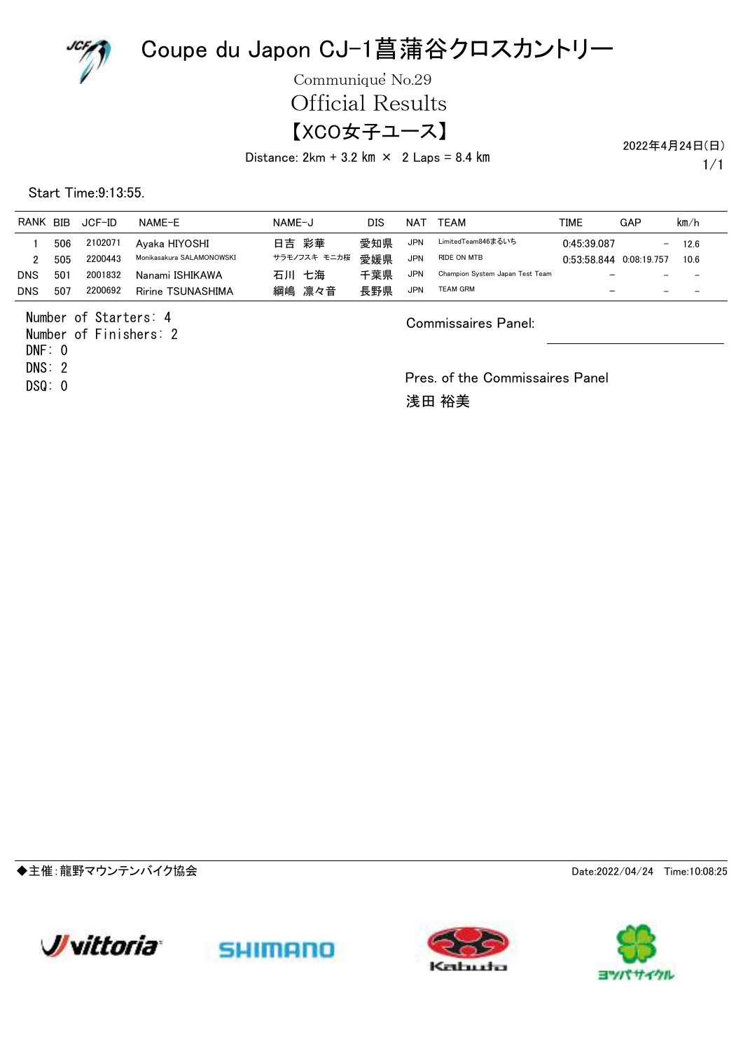# Coupe du Japon CJ-1菖蒲谷クロスカントリー

Communiqué No.29

## Official Results

## 【XCO女子ユース】

Distance: 2km + 3.2 km × 2 Laps = 8.4 km

2022年4月24日(日)

Start Time:9:13:55.

| RANK | BIB | JCF-ID | NAME-E | NAME-J | DIS | NAT | TEAM | TIME | GAP | km/h |
|---|---|---|---|---|---|---|---|---|---|---|
| 1 | 506 | 2102071 | Ayaka HIYOSHI | 日吉 彩華 | 愛知県 | JPN | LimitedTeam846まるいち | 0:45:39.087 | – | 12.6 |
| 2 | 505 | 2200443 | Monikasakura SALAMONOWSKI | サラモノフスキ モニカ桜 | 愛媛県 | JPN | RIDE ON MTB | 0:53:58.844 | 0:08:19.757 | 10.6 |
| DNS | 501 | 2001832 | Nanami ISHIKAWA | 石川 七海 | 千葉県 | JPN | Champion System Japan Test Team | – | – | – |
| DNS | 507 | 2200692 | Ririne TSUNASHIMA | 綱嶋 凛々音 | 長野県 | JPN | TEAM GRM | – | – | – |

Number of Starters: 4
Number of Finishers: 2
DNF: 0
DNS: 2
DSQ: 0

Commissaires Panel:

Pres. of the Commissaires Panel
浅田 裕美

◆主催:龍野マウンテンバイク協会

Date:2022/04/24 Time:10:08:25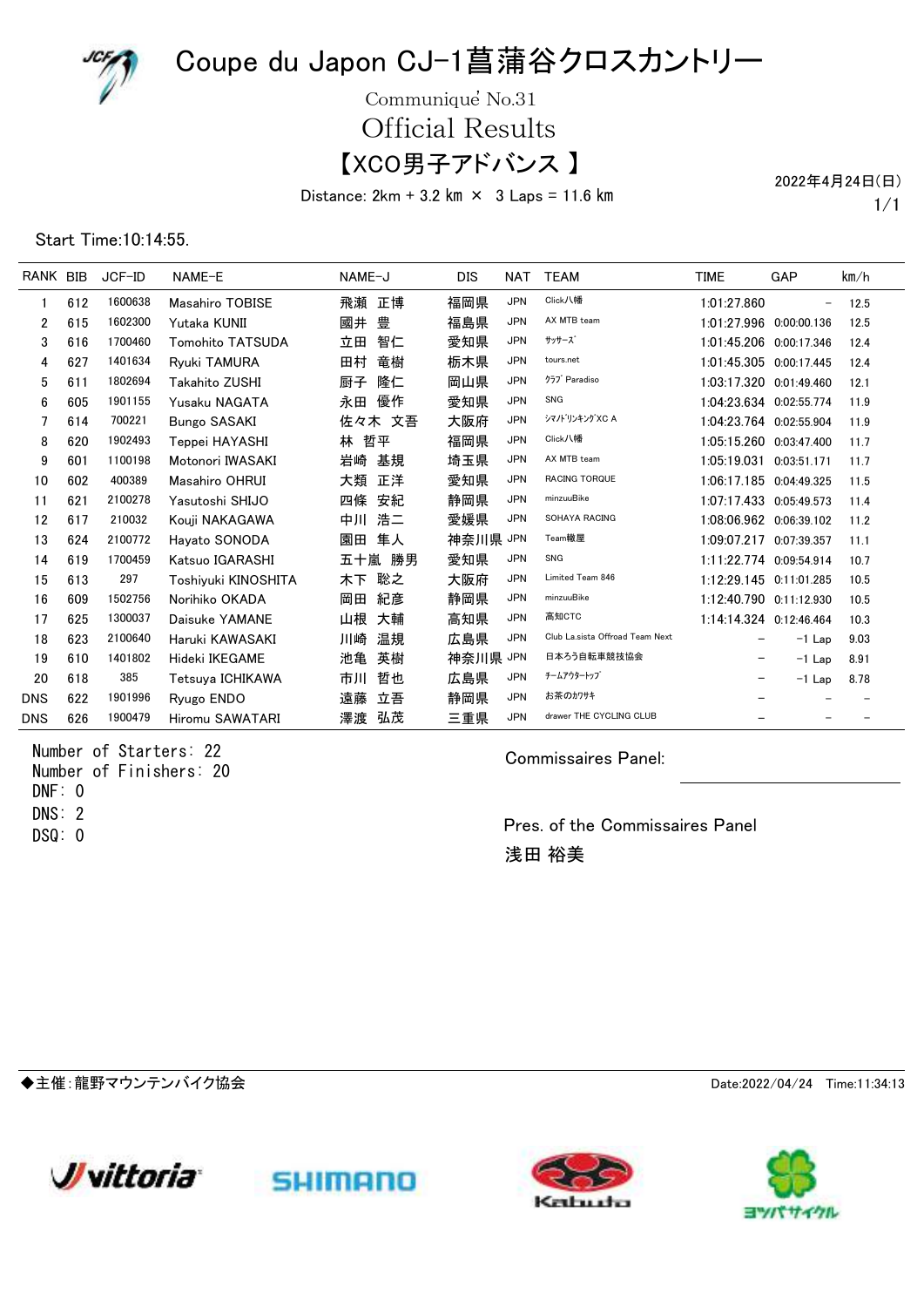# Coupe du Japon CJ-1菖蒲谷クロスカントリー

Communiqué No.31

## Official Results

## 【XCO男子アドバンス 】

Distance: 2km + 3.2 km × 3 Laps = 11.6 km

2022年4月24日(日)

Start Time:10:14:55.

| RANK | BIB | JCF-ID | NAME-E | NAME-J | DIS | NAT | TEAM | TIME | GAP | km/h |
|---|---|---|---|---|---|---|---|---|---|---|
| 1 | 612 | 1600638 | Masahiro TOBISE | 飛瀬 正博 | 福岡県 | JPN | Click八幡 | 1:01:27.860 | – | 12.5 |
| 2 | 615 | 1602300 | Yutaka KUNII | 國井 豊 | 福島県 | JPN | AX MTB team | 1:01:27.996 | 0:00:00.136 | 12.5 |
| 3 | 616 | 1700460 | Tomohito TATSUDA | 立田 智仁 | 愛知県 | JPN | ｻｯｻｰｽﾞ | 1:01:45.206 | 0:00:17.346 | 12.4 |
| 4 | 627 | 1401634 | Ryuki TAMURA | 田村 竜樹 | 栃木県 | JPN | tours.net | 1:01:45.305 | 0:00:17.445 | 12.4 |
| 5 | 611 | 1802694 | Takahito ZUSHI | 厨子 隆仁 | 岡山県 | JPN | ｸﾗﾌﾞ Paradiso | 1:03:17.320 | 0:01:49.460 | 12.1 |
| 6 | 605 | 1901155 | Yusaku NAGATA | 永田 優作 | 愛知県 | JPN | SNG | 1:04:23.634 | 0:02:55.774 | 11.9 |
| 7 | 614 | 700221 | Bungo SASAKI | 佐々木 文吾 | 大阪府 | JPN | ｼﾏﾉﾄﾞﾘﾝｷﾝｸﾞXC A | 1:04:23.764 | 0:02:55.904 | 11.9 |
| 8 | 620 | 1902493 | Teppei HAYASHI | 林 哲平 | 福岡県 | JPN | Click八幡 | 1:05:15.260 | 0:03:47.400 | 11.7 |
| 9 | 601 | 1100198 | Motonori IWASAKI | 岩崎 基規 | 埼玉県 | JPN | AX MTB team | 1:05:19.031 | 0:03:51.171 | 11.7 |
| 10 | 602 | 400389 | Masahiro OHRUI | 大類 正洋 | 愛知県 | JPN | RACING TORQUE | 1:06:17.185 | 0:04:49.325 | 11.5 |
| 11 | 621 | 2100278 | Yasutoshi SHIJO | 四條 安紀 | 静岡県 | JPN | minzuuBike | 1:07:17.433 | 0:05:49.573 | 11.4 |
| 12 | 617 | 210032 | Kouji NAKAGAWA | 中川 浩二 | 愛媛県 | JPN | SOHAYA RACING | 1:08:06.962 | 0:06:39.102 | 11.2 |
| 13 | 624 | 2100772 | Hayato SONODA | 園田 隼人 | 神奈川県 | JPN | Team轍屋 | 1:09:07.217 | 0:07:39.357 | 11.1 |
| 14 | 619 | 1700459 | Katsuo IGARASHI | 五十嵐 勝男 | 愛知県 | JPN | SNG | 1:11:22.774 | 0:09:54.914 | 10.7 |
| 15 | 613 | 297 | Toshiyuki KINOSHITA | 木下 聡之 | 大阪府 | JPN | Limited Team 846 | 1:12:29.145 | 0:11:01.285 | 10.5 |
| 16 | 609 | 1502756 | Norihiko OKADA | 岡田 紀彦 | 静岡県 | JPN | minzuuBike | 1:12:40.790 | 0:11:12.930 | 10.5 |
| 17 | 625 | 1300037 | Daisuke YAMANE | 山根 大輔 | 高知県 | JPN | 高知CTC | 1:14:14.324 | 0:12:46.464 | 10.3 |
| 18 | 623 | 2100640 | Haruki KAWASAKI | 川崎 温規 | 広島県 | JPN | Club La.sista Offroad Team Next | – | -1 Lap | 9.03 |
| 19 | 610 | 1401802 | Hideki IKEGAME | 池亀 英樹 | 神奈川県 | JPN | 日本ろう自転車競技協会 | – | -1 Lap | 8.91 |
| 20 | 618 | 385 | Tetsuya ICHIKAWA | 市川 哲也 | 広島県 | JPN | ﾁｰﾑｱｳﾀｰﾄｯﾌﾟ | – | -1 Lap | 8.78 |
| DNS | 622 | 1901996 | Ryugo ENDO | 遠藤 立吾 | 静岡県 | JPN | お茶のカワサキ | – | – | – |
| DNS | 626 | 1900479 | Hiromu SAWATARI | 澤渡 弘茂 | 三重県 | JPN | drawer THE CYCLING CLUB | – | – | – |

Number of Starters: 22
Number of Finishers: 20
DNF: 0
DNS: 2
DSQ: 0

Commissaires Panel:

Pres. of the Commissaires Panel
浅田 裕美

◆主催:龍野マウンテンバイク協会

Date:2022/04/24 Time:11:34:13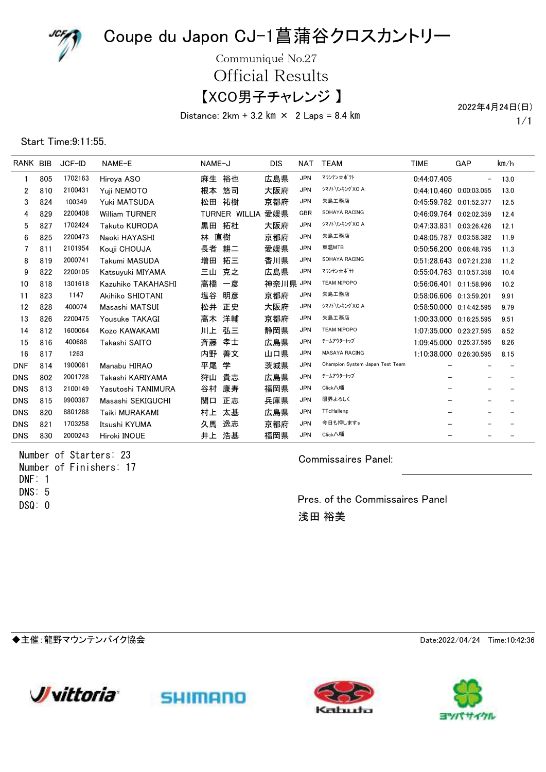# Coupe du Japon CJ-1菖蒲谷クロスカントリー

Communiqué No.27

## Official Results

## 【XCO男子チャレンジ 】

Distance: 2km + 3.2 km × 2 Laps = 8.4 km

2022年4月24日(日)

Start Time:9:11:55.

| RANK | BIB | JCF-ID | NAME-E | NAME-J | DIS | NAT | TEAM | TIME | GAP | km/h |
|---|---|---|---|---|---|---|---|---|---|---|
| 1 | 805 | 1702163 | Hiroya ASO | 麻生 裕也 | 広島県 | JPN | ﾏｳﾝﾃﾝ☆ﾎﾞﾃﾞﾄ | 0:44:07.405 | – | 13.0 |
| 2 | 810 | 2100431 | Yuji NEMOTO | 根本 悠司 | 大阪府 | JPN | ｼﾏﾉﾄﾞﾘﾝｷﾝｸﾞXC A | 0:44:10.460 | 0:00:03.055 | 13.0 |
| 3 | 824 | 100349 | Yuki MATSUDA | 松田 祐樹 | 京都府 | JPN | 矢島工務店 | 0:45:59.782 | 0:01:52.377 | 12.5 |
| 4 | 829 | 2200408 | William TURNER | TURNER WILLIA | 愛媛県 | GBR | SOHAYA RACING | 0:46:09.764 | 0:02:02.359 | 12.4 |
| 5 | 827 | 1702424 | Takuto KURODA | 黒田 拓杜 | 大阪府 | JPN | ｼﾏﾉﾄﾞﾘﾝｷﾝｸﾞXC A | 0:47:33.831 | 0:03:26.426 | 12.1 |
| 6 | 825 | 2200473 | Naoki HAYASHI | 林 直樹 | 京都府 | JPN | 矢島工務店 | 0:48:05.787 | 0:03:58.382 | 11.9 |
| 7 | 811 | 2101954 | Kouji CHOUJA | 長者 耕二 | 愛媛県 | JPN | 東温MTB | 0:50:56.200 | 0:06:48.795 | 11.3 |
| 8 | 819 | 2000741 | Takumi MASUDA | 増田 拓三 | 香川県 | JPN | SOHAYA RACING | 0:51:28.643 | 0:07:21.238 | 11.2 |
| 9 | 822 | 2200105 | Katsuyuki MIYAMA | 三山 克之 | 広島県 | JPN | ﾏｳﾝﾃﾝ☆ﾎﾞﾃﾞﾄ | 0:55:04.763 | 0:10:57.358 | 10.4 |
| 10 | 818 | 1301618 | Kazuhiko TAKAHASHI | 高橋 一彦 | 神奈川県 | JPN | TEAM NIPOPO | 0:56:06.401 | 0:11:58.996 | 10.2 |
| 11 | 823 | 1147 | Akihiko SHIOTANI | 塩谷 明彦 | 京都府 | JPN | 矢島工務店 | 0:58:06.606 | 0:13:59.201 | 9.91 |
| 12 | 828 | 400074 | Masashi MATSUI | 松井 正史 | 大阪府 | JPN | ｼﾏﾉﾄﾞﾘﾝｷﾝｸﾞXC A | 0:58:50.000 | 0:14:42.595 | 9.79 |
| 13 | 826 | 2200475 | Yousuke TAKAGI | 高木 洋輔 | 京都府 | JPN | 矢島工務店 | 1:00:33.000 | 0:16:25.595 | 9.51 |
| 14 | 812 | 1600064 | Kozo KAWAKAMI | 川上 弘三 | 静岡県 | JPN | TEAM NIPOPO | 1:07:35.000 | 0:23:27.595 | 8.52 |
| 15 | 816 | 400688 | Takashi SAITO | 斉藤 孝士 | 広島県 | JPN | ﾁｰﾑｱｳﾀｰﾄｯﾌﾟ | 1:09:45.000 | 0:25:37.595 | 8.26 |
| 16 | 817 | 1263 | | 内野 善文 | 山口県 | JPN | MASAYA RACING | 1:10:38.000 | 0:26:30.595 | 8.15 |
| DNF | 814 | 1900081 | Manabu HIRAO | 平尾 学 | 茨城県 | JPN | Champion System Japan Test Team | – | – | – |
| DNS | 802 | 2001728 | Takashi KARIYAMA | 狩山 貴志 | 広島県 | JPN | ﾁｰﾑｱｳﾀｰﾄｯﾌﾟ | – | – | – |
| DNS | 813 | 2100149 | Yasutoshi TANIMURA | 谷村 康寿 | 福岡県 | JPN | Click八幡 | – | – | – |
| DNS | 815 | 9900387 | Masashi SEKIGUCHI | 関口 正志 | 兵庫県 | JPN | 限界よろしく | – | – | – |
| DNS | 820 | 8801288 | Taiki MURAKAMI | 村上 太基 | 広島県 | JPN | TTcHalleng | – | – | – |
| DNS | 821 | 1703258 | Itsushi KYUMA | 久馬 逸志 | 京都府 | JPN | 今日も押します | – | – | – |
| DNS | 830 | 2000243 | Hiroki INOUE | 井上 浩基 | 福岡県 | JPN | Click八幡 | – | – | – |

Number of Starters: 23
Number of Finishers: 17
DNF: 1
DNS: 5
DSQ: 0

Commissaires Panel:

Pres. of the Commissaires Panel
浅田 裕美

◆主催:龍野マウンテンバイク協会

Date:2022/04/24 Time:10:42:36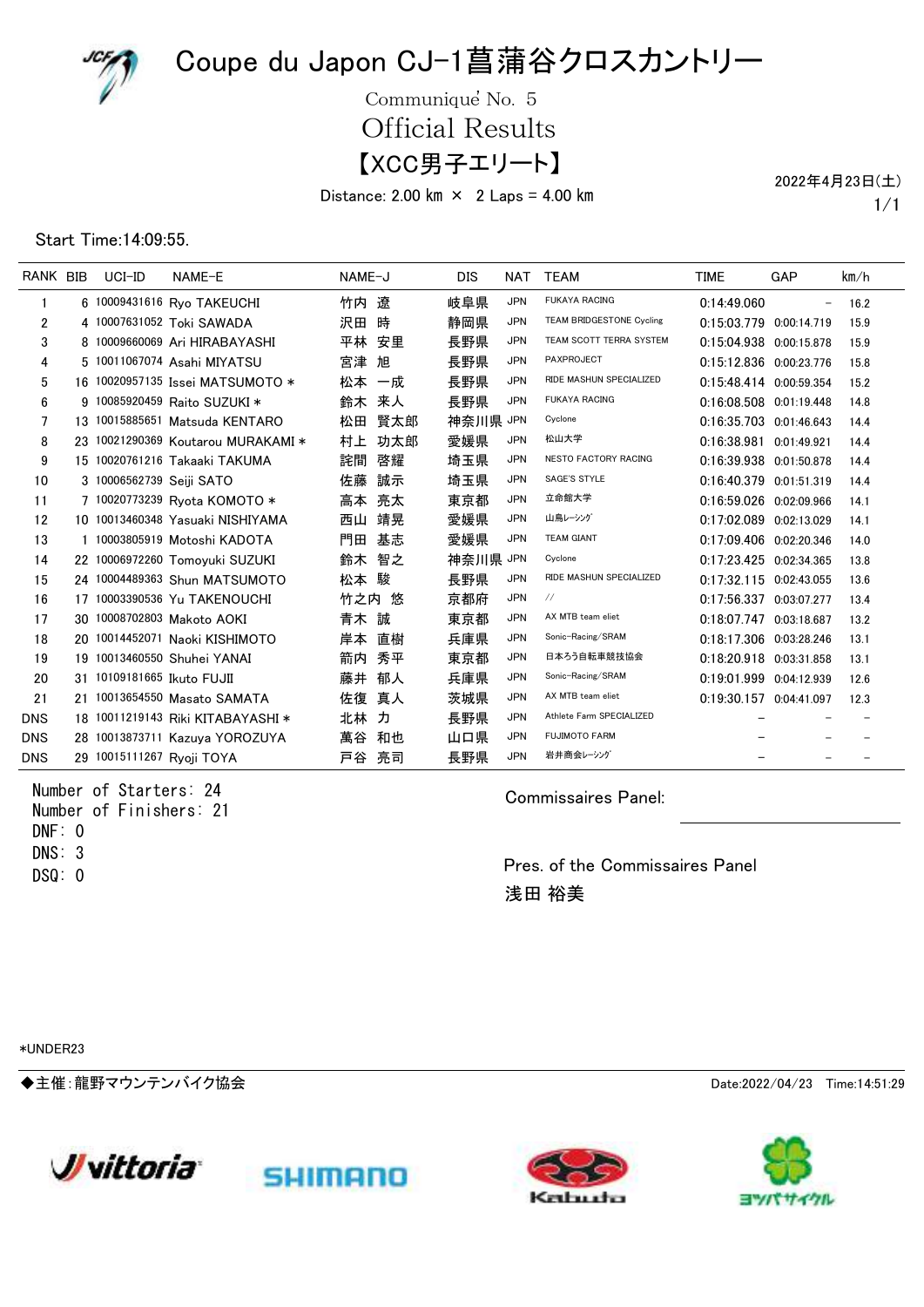# Coupe du Japon CJ-1菖蒲谷クロスカントリー

Communiqué No. 5

## Official Results

## 【XCC男子エリート】

Distance: 2.00 km × 2 Laps = 4.00 km

2022年4月23日(土)

Start Time:14:09:55.

| RANK | BIB | UCI-ID | NAME-E | NAME-J | DIS | NAT | TEAM | TIME | GAP | km/h |
|---|---|---|---|---|---|---|---|---|---|---|
| 1 | 6 | 10009431616 | Ryo TAKEUCHI | 竹内 遼 | 岐阜県 | JPN | FUKAYA RACING | 0:14:49.060 | – | 16.2 |
| 2 | 4 | 10007631052 | Toki SAWADA | 沢田 時 | 静岡県 | JPN | TEAM BRIDGESTONE Cycling | 0:15:03.779 | 0:00:14.719 | 15.9 |
| 3 | 8 | 10009660069 | Ari HIRABAYASHI | 平林 安里 | 長野県 | JPN | TEAM SCOTT TERRA SYSTEM | 0:15:04.938 | 0:00:15.878 | 15.9 |
| 4 | 5 | 10011067074 | Asahi MIYATSU | 宮津 旭 | 長野県 | JPN | PAXPROJECT | 0:15:12.836 | 0:00:23.776 | 15.8 |
| 5 | 16 | 10020957135 | Issei MATSUMOTO * | 松本 一成 | 長野県 | JPN | RIDE MASHUN SPECIALIZED | 0:15:48.414 | 0:00:59.354 | 15.2 |
| 6 | 9 | 10085920459 | Raito SUZUKI * | 鈴木 来人 | 長野県 | JPN | FUKAYA RACING | 0:16:08.508 | 0:01:19.448 | 14.8 |
| 7 | 13 | 10015885651 | Matsuda KENTARO | 松田 賢太郎 | 神奈川県 | JPN | Cyclone | 0:16:35.703 | 0:01:46.643 | 14.4 |
| 8 | 23 | 10021290369 | Koutarou MURAKAMI * | 村上 功太郎 | 愛媛県 | JPN | 松山大学 | 0:16:38.981 | 0:01:49.921 | 14.4 |
| 9 | 15 | 10020761216 | Takaaki TAKUMA | 詫間 啓耀 | 埼玉県 | JPN | NESTO FACTORY RACING | 0:16:39.938 | 0:01:50.878 | 14.4 |
| 10 | 3 | 10006562739 | Seiji SATO | 佐藤 誠示 | 埼玉県 | JPN | SAGE'S STYLE | 0:16:40.379 | 0:01:51.319 | 14.4 |
| 11 | 7 | 10020773239 | Ryota KOMOTO * | 高本 亮太 | 東京都 | JPN | 立命館大学 | 0:16:59.026 | 0:02:09.966 | 14.1 |
| 12 | 10 | 10013460348 | Yasuaki NISHIYAMA | 西山 靖晃 | 愛媛県 | JPN | 山鳥レーシング | 0:17:02.089 | 0:02:13.029 | 14.1 |
| 13 | 1 | 10003805919 | Motoshi KADOTA | 門田 基志 | 愛媛県 | JPN | TEAM GIANT | 0:17:09.406 | 0:02:20.346 | 14.0 |
| 14 | 22 | 10006972260 | Tomoyuki SUZUKI | 鈴木 智之 | 神奈川県 | JPN | Cyclone | 0:17:23.425 | 0:02:34.365 | 13.8 |
| 15 | 24 | 10004489363 | Shun MATSUMOTO | 松本 駿 | 長野県 | JPN | RIDE MASHUN SPECIALIZED | 0:17:32.115 | 0:02:43.055 | 13.6 |
| 16 | 17 | 10003390536 | Yu TAKENOUCHI | 竹之内 悠 | 京都府 | JPN | // | 0:17:56.337 | 0:03:07.277 | 13.4 |
| 17 | 30 | 10008702803 | Makoto AOKI | 青木 誠 | 東京都 | JPN | AX MTB team eliet | 0:18:07.747 | 0:03:18.687 | 13.2 |
| 18 | 20 | 10014452071 | Naoki KISHIMOTO | 岸本 直樹 | 兵庫県 | JPN | Sonic-Racing/SRAM | 0:18:17.306 | 0:03:28.246 | 13.1 |
| 19 | 19 | 10013460550 | Shuhei YANAI | 箭内 秀平 | 東京都 | JPN | 日本ろう自転車競技協会 | 0:18:20.918 | 0:03:31.858 | 13.1 |
| 20 | 31 | 10109181665 | Ikuto FUJII | 藤井 郁人 | 兵庫県 | JPN | Sonic-Racing/SRAM | 0:19:01.999 | 0:04:12.939 | 12.6 |
| 21 | 21 | 10013654550 | Masato SAMATA | 佐俣 真人 | 茨城県 | JPN | AX MTB team eliet | 0:19:30.157 | 0:04:41.097 | 12.3 |
| DNS | 18 | 10011219143 | Riki KITABAYASHI * | 北林 力 | 長野県 | JPN | Athlete Farm SPECIALIZED | – | – | – |
| DNS | 28 | 10013873711 | Kazuya YOROZUYA | 萬谷 和也 | 山口県 | JPN | FUJIMOTO FARM | – | – | – |
| DNS | 29 | 10015111267 | Ryoji TOYA | 戸谷 亮司 | 長野県 | JPN | 岩井商会レーシング | – | – | – |

Number of Starters: 24
Number of Finishers: 21
DNF: 0
DNS: 3
DSQ: 0

Commissaires Panel:

Pres. of the Commissaires Panel
浅田 裕美

*UNDER23

◆主催:龍野マウンテンバイク協会

Date:2022/04/23 Time:14:51:29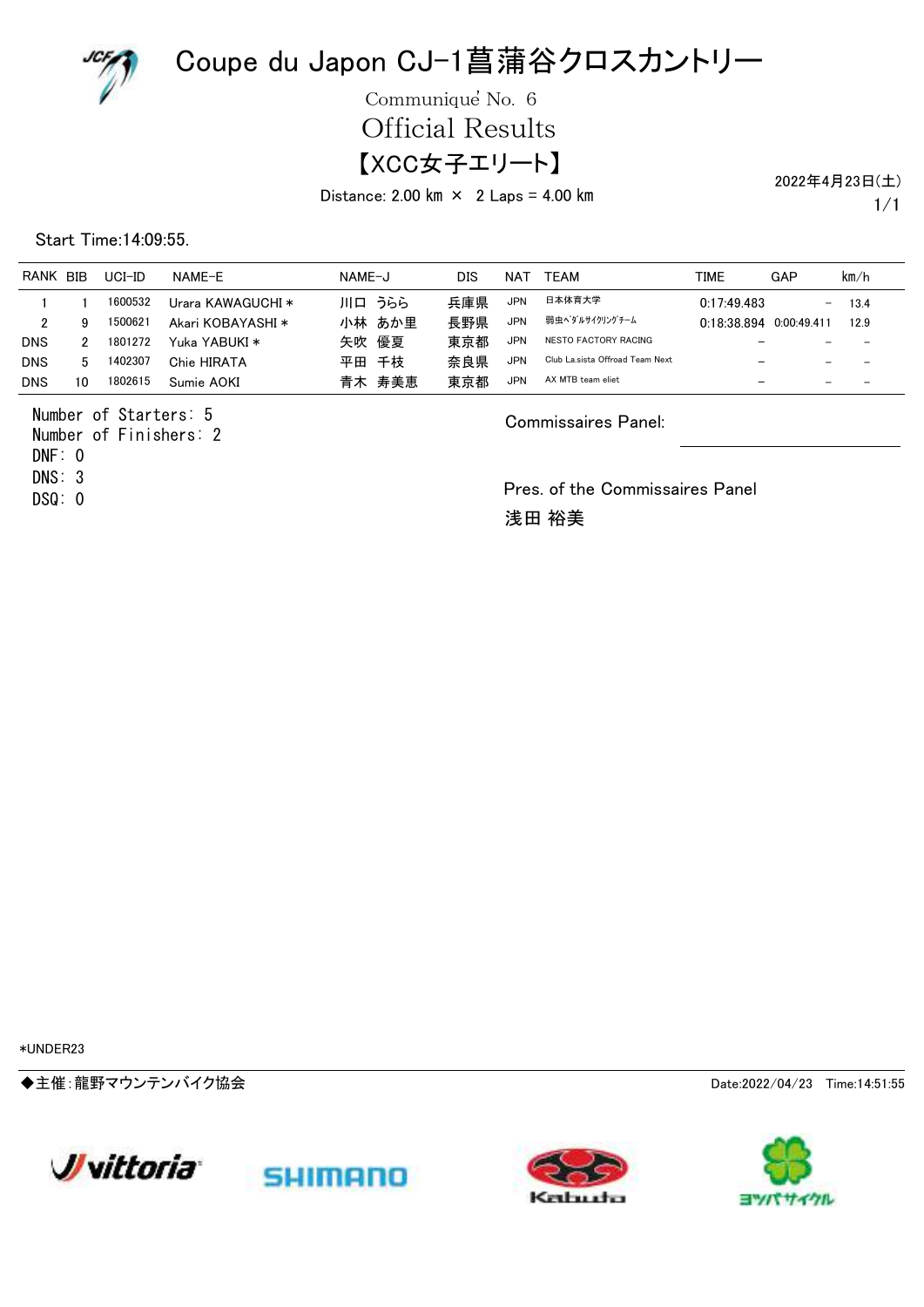# Coupe du Japon CJ-1菖蒲谷クロスカントリー

Communiqué No. 6

## Official Results

## 【XCC女子エリート】

Distance: 2.00 km × 2 Laps = 4.00 km

2022年4月23日(土)

Start Time:14:09:55.

| RANK | BIB | UCI-ID | NAME-E | NAME-J | DIS | NAT | TEAM | TIME | GAP | km/h |
|---|---|---|---|---|---|---|---|---|---|---|
| 1 | 1 | 1600532 | Urara KAWAGUCHI * | 川口 うらら | 兵庫県 | JPN | 日本体育大学 | 0:17:49.483 | – | 13.4 |
| 2 | 9 | 1500621 | Akari KOBAYASHI * | 小林 あか里 | 長野県 | JPN | 弱虫ペダルサイクリングチーム | 0:18:38.894 | 0:00:49.411 | 12.9 |
| DNS | 2 | 1801272 | Yuka YABUKI * | 矢吹 優夏 | 東京都 | JPN | NESTO FACTORY RACING | – | – | – |
| DNS | 5 | 1402307 | Chie HIRATA | 平田 千枝 | 奈良県 | JPN | Club La.sista Offroad Team Next | – | – | – |
| DNS | 10 | 1802615 | Sumie AOKI | 青木 寿美恵 | 東京都 | JPN | AX MTB team eliet | – | – | – |

Number of Starters: 5
Number of Finishers: 2
DNF: 0
DNS: 3
DSQ: 0

Commissaires Panel:

Pres. of the Commissaires Panel
浅田 裕美

*UNDER23

◆主催:龍野マウンテンバイク協会

Date:2022/04/23 Time:14:51:55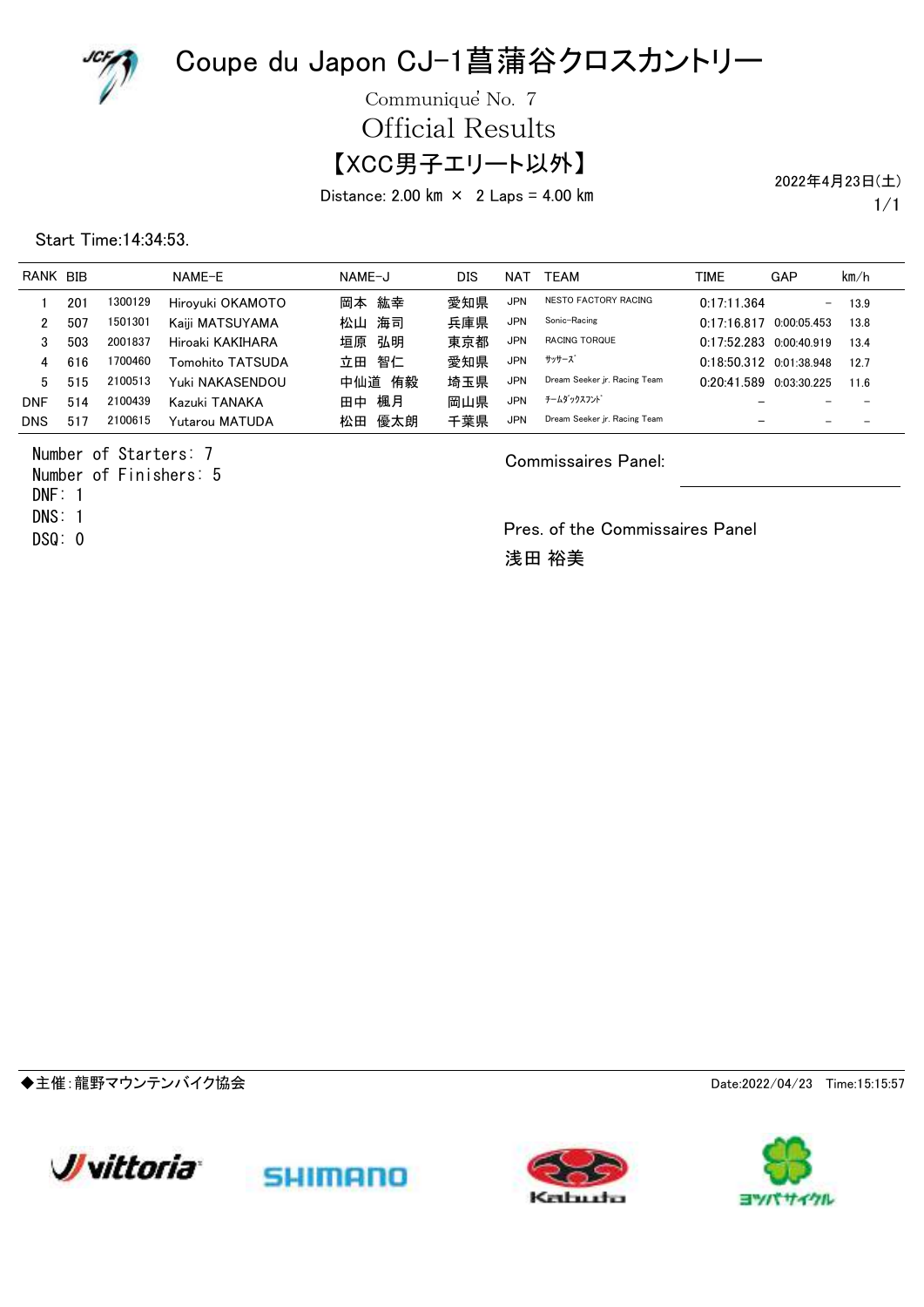# Coupe du Japon CJ-1菖蒲谷クロスカントリー

Communiqué No. 7

## Official Results

## 【XCC男子エリート以外】

Distance: 2.00 km × 2 Laps = 4.00 km

2022年4月23日(土)

Start Time:14:34:53.

| RANK | BIB | | NAME-E | NAME-J | DIS | NAT | TEAM | TIME | GAP | km/h |
|---|---|---|---|---|---|---|---|---|---|---|
| 1 | 201 | 1300129 | Hiroyuki OKAMOTO | 岡本 紘幸 | 愛知県 | JPN | NESTO FACTORY RACING | 0:17:11.364 | – | 13.9 |
| 2 | 507 | 1501301 | Kaiji MATSUYAMA | 松山 海司 | 兵庫県 | JPN | Sonic-Racing | 0:17:16.817 | 0:00:05.453 | 13.8 |
| 3 | 503 | 2001837 | Hiroaki KAKIHARA | 垣原 弘明 | 東京都 | JPN | RACING TORQUE | 0:17:52.283 | 0:00:40.919 | 13.4 |
| 4 | 616 | 1700460 | Tomohito TATSUDA | 立田 智仁 | 愛知県 | JPN | ｻｯｻｰｽﾞ | 0:18:50.312 | 0:01:38.948 | 12.7 |
| 5 | 515 | 2100513 | Yuki NAKASENDOU | 中仙道 侑毅 | 埼玉県 | JPN | Dream Seeker jr. Racing Team | 0:20:41.589 | 0:03:30.225 | 11.6 |
| DNF | 514 | 2100439 | Kazuki TANAKA | 田中 楓月 | 岡山県 | JPN | ﾁｰﾑﾀﾞｯｸｽﾌﾝﾄﾞ | – | – | – |
| DNS | 517 | 2100615 | Yutarou MATUDA | 松田 優太朗 | 千葉県 | JPN | Dream Seeker jr. Racing Team | – | – | – |

Number of Starters: 7
Number of Finishers: 5
DNF: 1
DNS: 1
DSQ: 0

Commissaires Panel:

Pres. of the Commissaires Panel
浅田 裕美

◆主催：龍野マウンテンバイク協会

Date:2022/04/23 Time:15:15:57